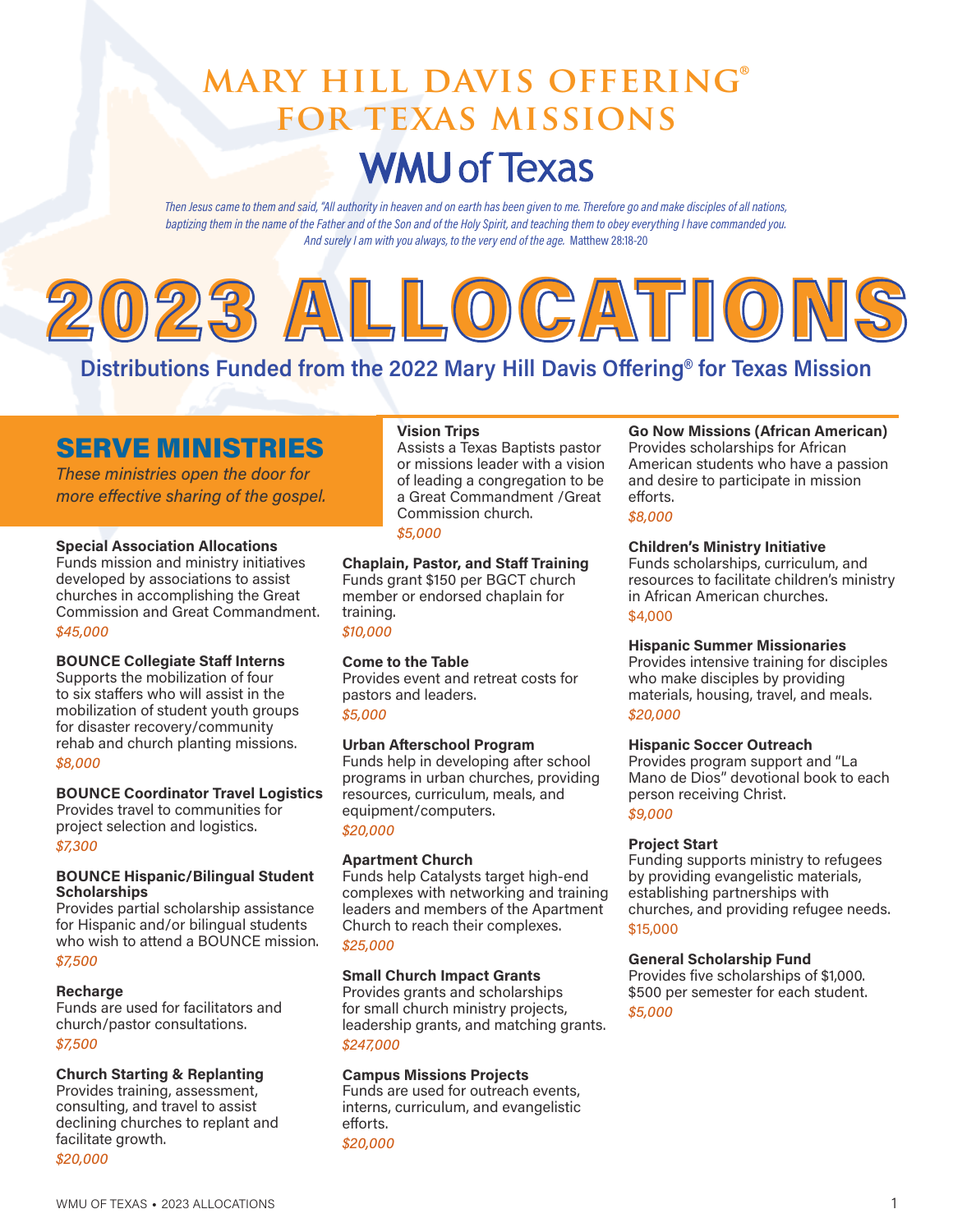# MARY HILL DAVIS OFFERING® FOR TEXAS MISSIONS

## WMU of Texas

*Then Jesus came to them and said, "All authority in heaven and on earth has been given to me. Therefore go and make disciples of all nations, baptizing them in the name of the Father and of the Son and of the Holy Spirit, and teaching them to obey everything I have commanded you. And surely I am with you always, to the very end of the age.* Matthew 28:18-20

# 2023 ALLOCATIONS

## Distributions Funded from the 2022 Mary Hill Davis Offering® for Texas Mission

## SERVE MINISTRIES

*These ministries open the door for more effective sharing of the gospel.*

**Special Association Allocations**
Funds mission and ministry initiatives developed by associations to assist churches in accomplishing the Great Commission and Great Commandment.
*$45,000*

**BOUNCE Collegiate Staff Interns**
Supports the mobilization of four to six staffers who will assist in the mobilization of student youth groups for disaster recovery/community rehab and church planting missions.
*$8,000*

**BOUNCE Coordinator Travel Logistics**
Provides travel to communities for project selection and logistics.
*$7,300*

**BOUNCE Hispanic/Bilingual Student Scholarships**
Provides partial scholarship assistance for Hispanic and/or bilingual students who wish to attend a BOUNCE mission.
*$7,500*

**Recharge**
Funds are used for facilitators and church/pastor consultations.
*$7,500*

**Church Starting & Replanting**
Provides training, assessment, consulting, and travel to assist declining churches to replant and facilitate growth.
*$20,000*

**Vision Trips**
Assists a Texas Baptists pastor or missions leader with a vision of leading a congregation to be a Great Commandment /Great Commission church.
*$5,000*

**Chaplain, Pastor, and Staff Training**
Funds grant $150 per BGCT church member or endorsed chaplain for training.
*$10,000*

**Come to the Table**
Provides event and retreat costs for pastors and leaders.
*$5,000*

**Urban Afterschool Program**
Funds help in developing after school programs in urban churches, providing resources, curriculum, meals, and equipment/computers.
*$20,000*

**Apartment Church**
Funds help Catalysts target high-end complexes with networking and training leaders and members of the Apartment Church to reach their complexes.
*$25,000*

**Small Church Impact Grants**
Provides grants and scholarships for small church ministry projects, leadership grants, and matching grants.
*$247,000*

**Campus Missions Projects**
Funds are used for outreach events, interns, curriculum, and evangelistic efforts.
*$20,000*

**Go Now Missions (African American)**
Provides scholarships for African American students who have a passion and desire to participate in mission efforts.
*$8,000*

**Children's Ministry Initiative**
Funds scholarships, curriculum, and resources to facilitate children's ministry in African American churches.
$4,000

**Hispanic Summer Missionaries**
Provides intensive training for disciples who make disciples by providing materials, housing, travel, and meals.
*$20,000*

**Hispanic Soccer Outreach**
Provides program support and "La Mano de Dios" devotional book to each person receiving Christ.
*$9,000*

**Project Start**
Funding supports ministry to refugees by providing evangelistic materials, establishing partnerships with churches, and providing refugee needs.
$15,000

**General Scholarship Fund**
Provides five scholarships of $1,000. $500 per semester for each student.
*$5,000*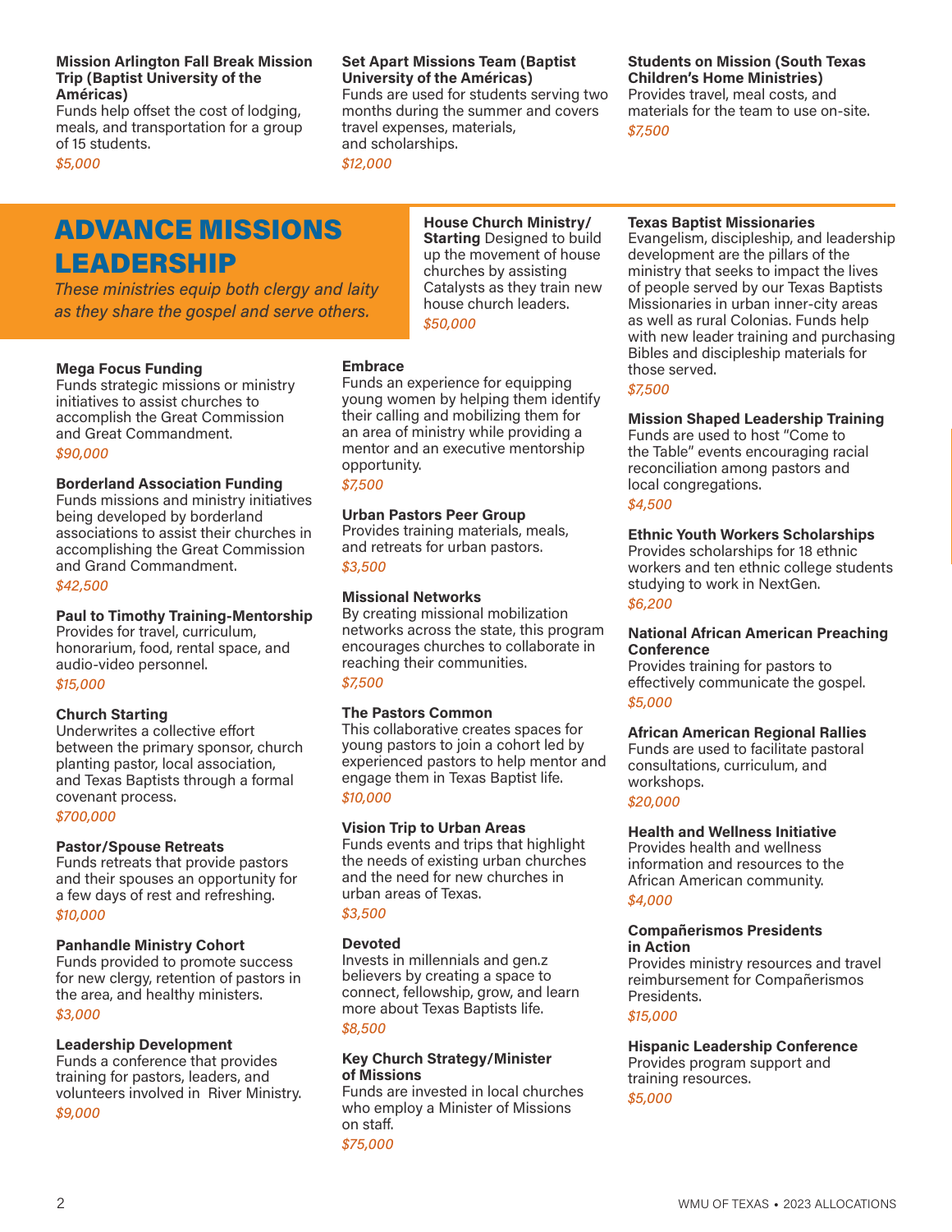**Mission Arlington Fall Break Mission Trip (Baptist University of the Américas)**
Funds help offset the cost of lodging, meals, and transportation for a group of 15 students.
*$5,000*

**Set Apart Missions Team (Baptist University of the Américas)**
Funds are used for students serving two months during the summer and covers travel expenses, materials, and scholarships.
*$12,000*

**Students on Mission (South Texas Children's Home Ministries)**
Provides travel, meal costs, and materials for the team to use on-site.
*$7,500*

# ADVANCE MISSIONS LEADERSHIP

*These ministries equip both clergy and laity as they share the gospel and serve others.*

**Mega Focus Funding**
Funds strategic missions or ministry initiatives to assist churches to accomplish the Great Commission and Great Commandment.
*$90,000*

**Borderland Association Funding**
Funds missions and ministry initiatives being developed by borderland associations to assist their churches in accomplishing the Great Commission and Grand Commandment.
*$42,500*

**Paul to Timothy Training-Mentorship**
Provides for travel, curriculum, honorarium, food, rental space, and audio-video personnel.
*$15,000*

**Church Starting**
Underwrites a collective effort between the primary sponsor, church planting pastor, local association, and Texas Baptists through a formal covenant process.
*$700,000*

**Pastor/Spouse Retreats**
Funds retreats that provide pastors and their spouses an opportunity for a few days of rest and refreshing.
*$10,000*

**Panhandle Ministry Cohort**
Funds provided to promote success for new clergy, retention of pastors in the area, and healthy ministers.
*$3,000*

**Leadership Development**
Funds a conference that provides training for pastors, leaders, and volunteers involved in River Ministry.
*$9,000*

**House Church Ministry/ Starting** Designed to build up the movement of house churches by assisting Catalysts as they train new house church leaders.
*$50,000*

**Embrace**
Funds an experience for equipping young women by helping them identify their calling and mobilizing them for an area of ministry while providing a mentor and an executive mentorship opportunity.
*$7,500*

**Urban Pastors Peer Group**
Provides training materials, meals, and retreats for urban pastors.
*$3,500*

**Missional Networks**
By creating missional mobilization networks across the state, this program encourages churches to collaborate in reaching their communities.
*$7,500*

**The Pastors Common**
This collaborative creates spaces for young pastors to join a cohort led by experienced pastors to help mentor and engage them in Texas Baptist life.
*$10,000*

**Vision Trip to Urban Areas**
Funds events and trips that highlight the needs of existing urban churches and the need for new churches in urban areas of Texas.
*$3,500*

**Devoted**
Invests in millennials and gen.z believers by creating a space to connect, fellowship, grow, and learn more about Texas Baptists life.
*$8,500*

**Key Church Strategy/Minister of Missions**
Funds are invested in local churches who employ a Minister of Missions on staff.
*$75,000*

**Texas Baptist Missionaries**
Evangelism, discipleship, and leadership development are the pillars of the ministry that seeks to impact the lives of people served by our Texas Baptists Missionaries in urban inner-city areas as well as rural Colonias. Funds help with new leader training and purchasing Bibles and discipleship materials for those served.
*$7,500*

**Mission Shaped Leadership Training**
Funds are used to host "Come to the Table" events encouraging racial reconciliation among pastors and local congregations.
*$4,500*

**Ethnic Youth Workers Scholarships**
Provides scholarships for 18 ethnic workers and ten ethnic college students studying to work in NextGen.
*$6,200*

**National African American Preaching Conference**
Provides training for pastors to effectively communicate the gospel.
*$5,000*

**African American Regional Rallies**
Funds are used to facilitate pastoral consultations, curriculum, and workshops.
*$20,000*

**Health and Wellness Initiative**
Provides health and wellness information and resources to the African American community.
*$4,000*

**Compañerismos Presidents in Action**
Provides ministry resources and travel reimbursement for Compañerismos Presidents.
*$15,000*

**Hispanic Leadership Conference**
Provides program support and training resources.
*$5,000*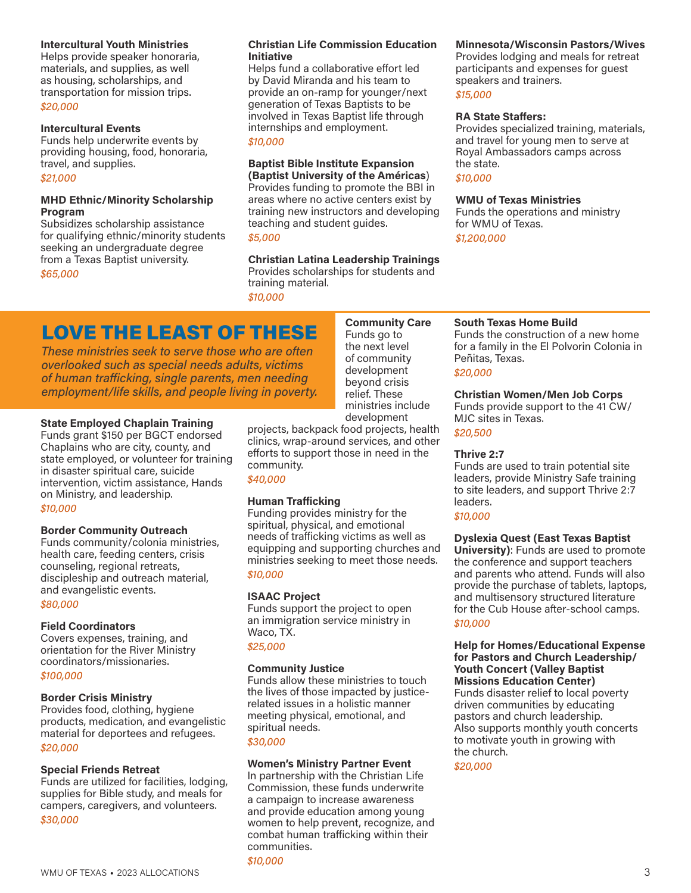**Intercultural Youth Ministries**
Helps provide speaker honoraria, materials, and supplies, as well as housing, scholarships, and transportation for mission trips.
*$20,000*

**Intercultural Events**
Funds help underwrite events by providing housing, food, honoraria, travel, and supplies.
*$21,000*

**MHD Ethnic/Minority Scholarship Program**
Subsidizes scholarship assistance for qualifying ethnic/minority students seeking an undergraduate degree from a Texas Baptist university.
*$65,000*

**Christian Life Commission Education Initiative**
Helps fund a collaborative effort led by David Miranda and his team to provide an on-ramp for younger/next generation of Texas Baptists to be involved in Texas Baptist life through internships and employment.
*$10,000*

**Baptist Bible Institute Expansion (Baptist University of the Américas)**
Provides funding to promote the BBI in areas where no active centers exist by training new instructors and developing teaching and student guides.
*$5,000*

**Christian Latina Leadership Trainings**
Provides scholarships for students and training material.
*$10,000*

**Minnesota/Wisconsin Pastors/Wives**
Provides lodging and meals for retreat participants and expenses for guest speakers and trainers.
*$15,000*

**RA State Staffers:**
Provides specialized training, materials, and travel for young men to serve at Royal Ambassadors camps across the state.
*$10,000*

**WMU of Texas Ministries**
Funds the operations and ministry for WMU of Texas.
*$1,200,000*

## LOVE THE LEAST OF THESE

*These ministries seek to serve those who are often overlooked such as special needs adults, victims of human trafficking, single parents, men needing employment/life skills, and people living in poverty.*

**State Employed Chaplain Training**
Funds grant $150 per BGCT endorsed Chaplains who are city, county, and state employed, or volunteer for training in disaster spiritual care, suicide intervention, victim assistance, Hands on Ministry, and leadership.
*$10,000*

**Border Community Outreach**
Funds community/colonia ministries, health care, feeding centers, crisis counseling, regional retreats, discipleship and outreach material, and evangelistic events.
*$80,000*

**Field Coordinators**
Covers expenses, training, and orientation for the River Ministry coordinators/missionaries.
*$100,000*

**Border Crisis Ministry**
Provides food, clothing, hygiene products, medication, and evangelistic material for deportees and refugees.
*$20,000*

**Special Friends Retreat**
Funds are utilized for facilities, lodging, supplies for Bible study, and meals for campers, caregivers, and volunteers.
*$30,000*

**Community Care**
Funds go to the next level of community development beyond crisis relief. These ministries include development projects, backpack food projects, health clinics, wrap-around services, and other efforts to support those in need in the community.
*$40,000*

**Human Trafficking**
Funding provides ministry for the spiritual, physical, and emotional needs of trafficking victims as well as equipping and supporting churches and ministries seeking to meet those needs.
*$10,000*

**ISAAC Project**
Funds support the project to open an immigration service ministry in Waco, TX.
*$25,000*

**Community Justice**
Funds allow these ministries to touch the lives of those impacted by justice-related issues in a holistic manner meeting physical, emotional, and spiritual needs.
*$30,000*

**Women's Ministry Partner Event**
In partnership with the Christian Life Commission, these funds underwrite a campaign to increase awareness and provide education among young women to help prevent, recognize, and combat human trafficking within their communities.
*$10,000*

**South Texas Home Build**
Funds the construction of a new home for a family in the El Polvorin Colonia in Peñitas, Texas.
*$20,000*

**Christian Women/Men Job Corps**
Funds provide support to the 41 CW/MJC sites in Texas.
*$20,500*

**Thrive 2:7**
Funds are used to train potential site leaders, provide Ministry Safe training to site leaders, and support Thrive 2:7 leaders.
*$10,000*

**Dyslexia Quest (East Texas Baptist University)**: Funds are used to promote the conference and support teachers and parents who attend. Funds will also provide the purchase of tablets, laptops, and multisensory structured literature for the Cub House after-school camps.
*$10,000*

**Help for Homes/Educational Expense for Pastors and Church Leadership/ Youth Concert (Valley Baptist Missions Education Center)**
Funds disaster relief to local poverty driven communities by educating pastors and church leadership.
Also supports monthly youth concerts to motivate youth in growing with the church.
*$20,000*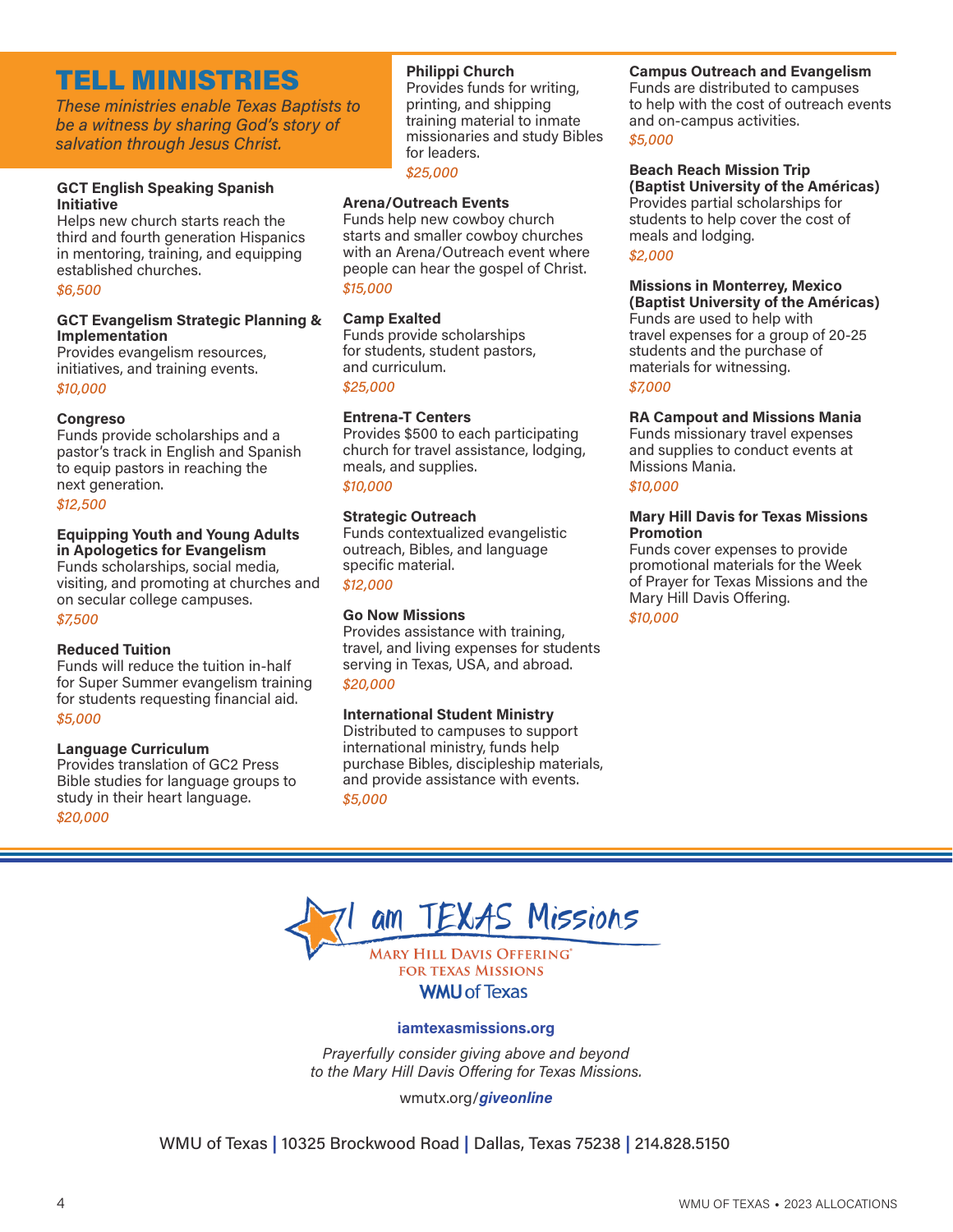# TELL MINISTRIES

*These ministries enable Texas Baptists to be a witness by sharing God's story of salvation through Jesus Christ.*

**GCT English Speaking Spanish Initiative**
Helps new church starts reach the third and fourth generation Hispanics in mentoring, training, and equipping established churches.
*$6,500*

**GCT Evangelism Strategic Planning & Implementation**
Provides evangelism resources, initiatives, and training events.
*$10,000*

**Congreso**
Funds provide scholarships and a pastor's track in English and Spanish to equip pastors in reaching the next generation.
*$12,500*

**Equipping Youth and Young Adults in Apologetics for Evangelism**
Funds scholarships, social media, visiting, and promoting at churches and on secular college campuses.
*$7,500*

**Reduced Tuition**
Funds will reduce the tuition in-half for Super Summer evangelism training for students requesting financial aid.
*$5,000*

**Language Curriculum**
Provides translation of GC2 Press Bible studies for language groups to study in their heart language.
*$20,000*

**Philippi Church**
Provides funds for writing, printing, and shipping training material to inmate missionaries and study Bibles for leaders.
*$25,000*

**Arena/Outreach Events**
Funds help new cowboy church starts and smaller cowboy churches with an Arena/Outreach event where people can hear the gospel of Christ.
*$15,000*

**Camp Exalted**
Funds provide scholarships for students, student pastors, and curriculum.
*$25,000*

**Entrena-T Centers**
Provides $500 to each participating church for travel assistance, lodging, meals, and supplies.
*$10,000*

**Strategic Outreach**
Funds contextualized evangelistic outreach, Bibles, and language specific material.
*$12,000*

**Go Now Missions**
Provides assistance with training, travel, and living expenses for students serving in Texas, USA, and abroad.
*$20,000*

**International Student Ministry**
Distributed to campuses to support international ministry, funds help purchase Bibles, discipleship materials, and provide assistance with events.
*$5,000*

**Campus Outreach and Evangelism**
Funds are distributed to campuses to help with the cost of outreach events and on-campus activities.
*$5,000*

**Beach Reach Mission Trip (Baptist University of the Américas)**
Provides partial scholarships for students to help cover the cost of meals and lodging.
*$2,000*

**Missions in Monterrey, Mexico (Baptist University of the Américas)**
Funds are used to help with travel expenses for a group of 20-25 students and the purchase of materials for witnessing.
*$7,000*

**RA Campout and Missions Mania**
Funds missionary travel expenses and supplies to conduct events at Missions Mania.
*$10,000*

**Mary Hill Davis for Texas Missions Promotion**
Funds cover expenses to provide promotional materials for the Week of Prayer for Texas Missions and the Mary Hill Davis Offering.
*$10,000*

---

I am TEXAS Missions
MARY HILL DAVIS OFFERING® FOR TEXAS MISSIONS
WMU of Texas

**iamtexasmissions.org**

*Prayerfully consider giving above and beyond to the Mary Hill Davis Offering for Texas Missions.*

wmutx.org/***giveonline***

WMU of Texas | 10325 Brockwood Road | Dallas, Texas 75238 | 214.828.5150